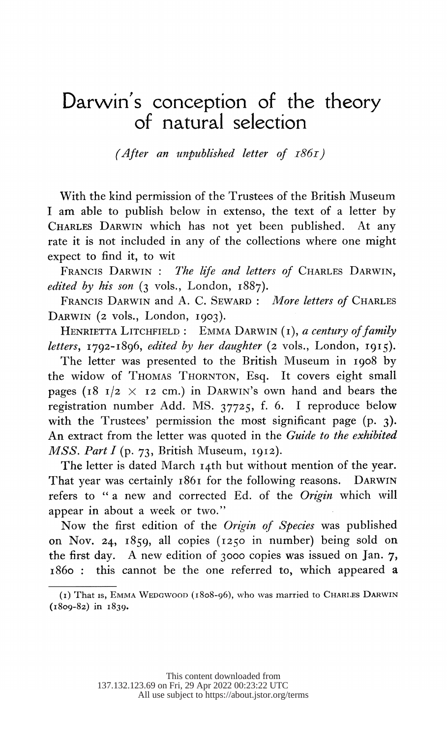# Darwin's conception of the theory of natural selection

*(After an unpublished letter of 1861)*

With the kind permission of the Trustees of the British Museum I am able to publish below in extenso, the text of a letter by CHARLES DARWIN which has not yet been published. At any rate it is not included in any of the collections where one might expect to find it, to wit

FRANCIS DARWIN : *The life and letters of* CHARLES DARWIN, *edited by his son* (3 vols., London, 1887).

FRANCIS DARWIN and A. C. SEWARD : *More letters of* CHARLES DARWIN (2 vols., London, 1903).

HENRIETTA LITCHFIELD : EMMA DARWIN (1), *a century of family letters*, 1792-1896, *edited by her daughter* (2 vols., London, 1915).

The letter was presented to the British Museum in 1908 by the widow of THOMAS THORNTON, Esq. It covers eight small pages (18 1/2 × 12 cm.) in DARWIN's own hand and bears the registration number Add. MS. 37725, f. 6. I reproduce below with the Trustees' permission the most significant page (p. 3). An extract from the letter was quoted in the *Guide to the exhibited MSS. Part I* (p. 73, British Museum, 1912).

The letter is dated March 14th but without mention of the year. That year was certainly 1861 for the following reasons. DARWIN refers to " a new and corrected Ed. of the *Origin* which will appear in about a week or two."

Now the first edition of the *Origin of Species* was published on Nov. 24, 1859, all copies (1250 in number) being sold on the first day. A new edition of 3000 copies was issued on Jan. 7, 1860 : this cannot be the one referred to, which appeared a

(1) That is, EMMA WEDGWOOD (1808-96), who was married to CHARLES DARWIN (1809-82) in 1839.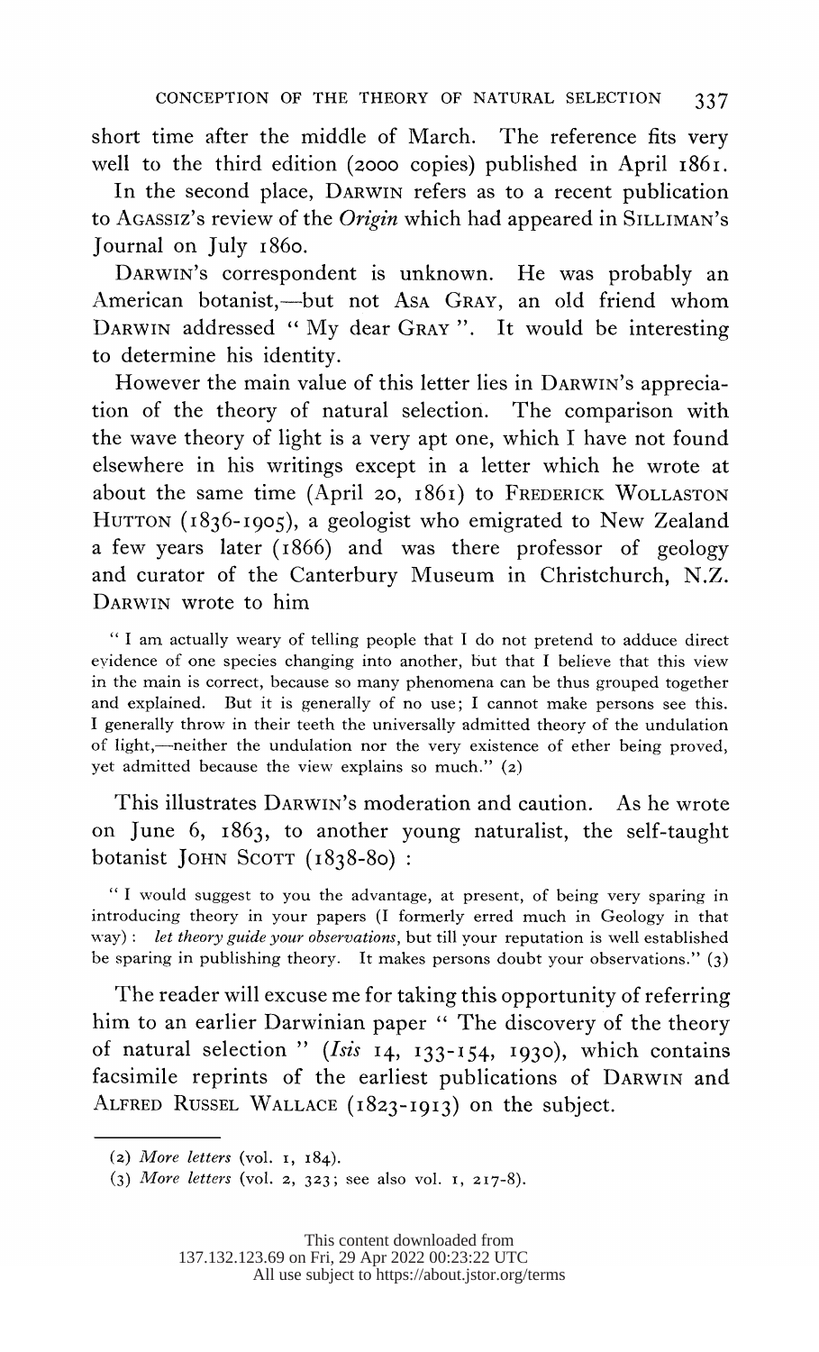short time after the middle of March. The reference fits very well to the third edition (2000 copies) published in April 1861.

In the second place, DARWIN refers as to a recent publication to AGASSIZ's review of the *Origin* which had appeared in SILLIMAN's Journal on July 1860.

DARWIN's correspondent is unknown. He was probably an American botanist,—but not ASA GRAY, an old friend whom DARWIN addressed " My dear GRAY ". It would be interesting to determine his identity.

However the main value of this letter lies in DARWIN's appreciation of the theory of natural selection. The comparison with the wave theory of light is a very apt one, which I have not found elsewhere in his writings except in a letter which he wrote at about the same time (April 20, 1861) to FREDERICK WOLLASTON HUTTON (1836-1905), a geologist who emigrated to New Zealand a few years later (1866) and was there professor of geology and curator of the Canterbury Museum in Christchurch, N.Z. DARWIN wrote to him

> " I am actually weary of telling people that I do not pretend to adduce direct evidence of one species changing into another, but that I believe that this view in the main is correct, because so many phenomena can be thus grouped together and explained. But it is generally of no use; I cannot make persons see this. I generally throw in their teeth the universally admitted theory of the undulation of light,—neither the undulation nor the very existence of ether being proved, yet admitted because the view explains so much." (2)

This illustrates DARWIN's moderation and caution. As he wrote on June 6, 1863, to another young naturalist, the self-taught botanist JOHN SCOTT (1838-80) :

> " I would suggest to you the advantage, at present, of being very sparing in introducing theory in your papers (I formerly erred much in Geology in that way) : *let theory guide your observations*, but till your reputation is well established be sparing in publishing theory. It makes persons doubt your observations." (3)

The reader will excuse me for taking this opportunity of referring him to an earlier Darwinian paper " The discovery of the theory of natural selection " (*Isis* 14, 133-154, 1930), which contains facsimile reprints of the earliest publications of DARWIN and ALFRED RUSSEL WALLACE (1823-1913) on the subject.

---

(2) *More letters* (vol. 1, 184).

(3) *More letters* (vol. 2, 323; see also vol. 1, 217-8).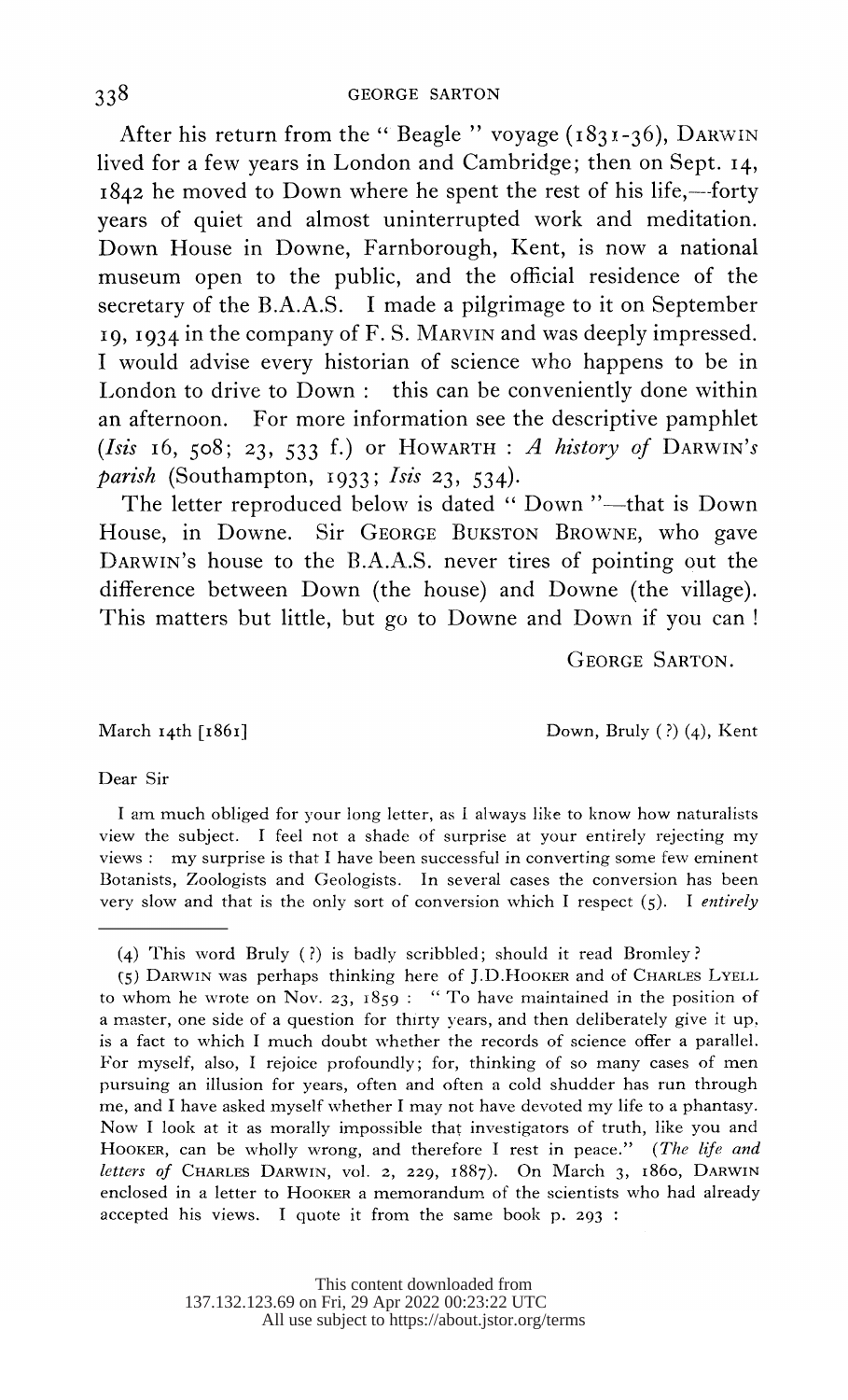After his return from the "Beagle" voyage (1831-36), DARWIN lived for a few years in London and Cambridge; then on Sept. 14, 1842 he moved to Down where he spent the rest of his life,—forty years of quiet and almost uninterrupted work and meditation. Down House in Downe, Farnborough, Kent, is now a national museum open to the public, and the official residence of the secretary of the B.A.A.S. I made a pilgrimage to it on September 19, 1934 in the company of F. S. MARVIN and was deeply impressed. I would advise every historian of science who happens to be in London to drive to Down: this can be conveniently done within an afternoon. For more information see the descriptive pamphlet (*Isis* 16, 508; 23, 533 f.) or HOWARTH: *A history of* DARWIN'*s parish* (Southampton, 1933; *Isis* 23, 534).

The letter reproduced below is dated "Down"—that is Down House, in Downe. Sir GEORGE BUKSTON BROWNE, who gave DARWIN's house to the B.A.A.S. never tires of pointing out the difference between Down (the house) and Downe (the village). This matters but little, but go to Downe and Down if you can!

GEORGE SARTON.

March 14th [1861] Down, Bruly (?) (4), Kent

Dear Sir

I am much obliged for your long letter, as I always like to know how naturalists view the subject. I feel not a shade of surprise at your entirely rejecting my views: my surprise is that I have been successful in converting some few eminent Botanists, Zoologists and Geologists. In several cases the conversion has been very slow and that is the only sort of conversion which I respect (5). I *entirely*

---

(4) This word Bruly (?) is badly scribbled; should it read Bromley?

(5) DARWIN was perhaps thinking here of J.D.HOOKER and of CHARLES LYELL to whom he wrote on Nov. 23, 1859: "To have maintained in the position of a master, one side of a question for thirty years, and then deliberately give it up, is a fact to which I much doubt whether the records of science offer a parallel. For myself, also, I rejoice profoundly; for, thinking of so many cases of men pursuing an illusion for years, often and often a cold shudder has run through me, and I have asked myself whether I may not have devoted my life to a phantasy. Now I look at it as morally impossible that investigators of truth, like you and HOOKER, can be wholly wrong, and therefore I rest in peace." (*The life and letters of* CHARLES DARWIN, vol. 2, 229, 1887). On March 3, 1860, DARWIN enclosed in a letter to HOOKER a memorandum of the scientists who had already accepted his views. I quote it from the same book p. 293: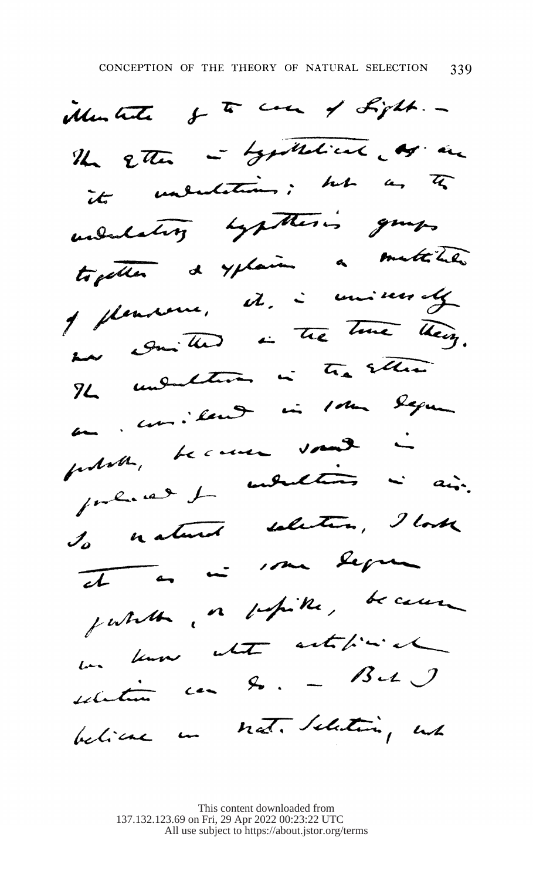illustrate by the case of Light.— The ether is hypothetical, as are its undulations; but as the undulatory hypothesis groups together & explains a multitude of phenomena, it is universally now admitted as the true theory. The undulation in the ether are considered in some degree probable, because sound is produced by undulations in air. So natural selection, I look at it as in some degree probable, or possible, because we know what artificial selection can do.— But I believe in nat. selection, not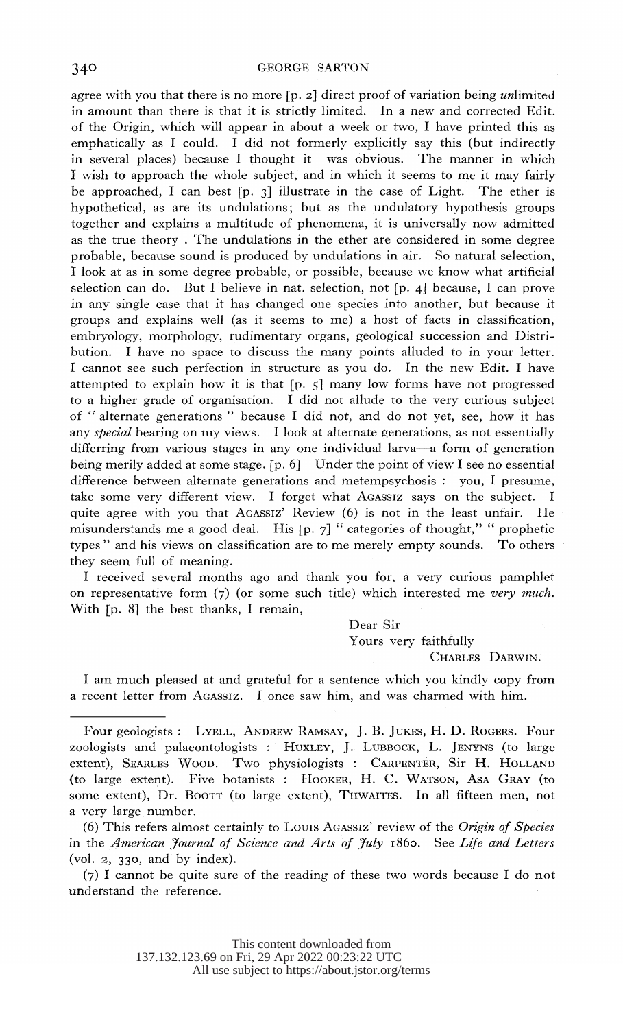agree with you that there is no more [p. 2] direct proof of variation being *un*limited in amount than there is that it is strictly limited. In a new and corrected Edit. of the Origin, which will appear in about a week or two, I have printed this as emphatically as I could. I did not formerly explicitly say this (but indirectly in several places) because I thought it was obvious. The manner in which I wish to approach the whole subject, and in which it seems to me it may fairly be approached, I can best [p. 3] illustrate in the case of Light. The ether is hypothetical, as are its undulations; but as the undulatory hypothesis groups together and explains a multitude of phenomena, it is universally now admitted as the true theory. The undulations in the ether are considered in some degree probable, because sound is produced by undulations in air. So natural selection, I look at as in some degree probable, or possible, because we know what artificial selection can do. But I believe in nat. selection, not [p. 4] because, I can prove in any single case that it has changed one species into another, but because it groups and explains well (as it seems to me) a host of facts in classification, embryology, morphology, rudimentary organs, geological succession and Distribution. I have no space to discuss the many points alluded to in your letter. I cannot see such perfection in structure as you do. In the new Edit. I have attempted to explain how it is that [p. 5] many low forms have not progressed to a higher grade of organisation. I did not allude to the very curious subject of "alternate generations" because I did not, and do not yet, see, how it has any *special* bearing on my views. I look at alternate generations, as not essentially differring from various stages in any one individual larva—a form of generation being merily added at some stage. [p. 6] Under the point of view I see no essential difference between alternate generations and metempsychosis: you, I presume, take some very different view. I forget what AGASSIZ says on the subject. I quite agree with you that AGASSIZ' Review (6) is not in the least unfair. He misunderstands me a good deal. His [p. 7] "categories of thought," "prophetic types" and his views on classification are to me merely empty sounds. To others they seem full of meaning.

I received several months ago and thank you for, a very curious pamphlet on representative form (7) (or some such title) which interested me *very much*. With [p. 8] the best thanks, I remain,

Dear Sir
Yours very faithfully
CHARLES DARWIN.

I am much pleased at and grateful for a sentence which you kindly copy from a recent letter from AGASSIZ. I once saw him, and was charmed with him.

---

Four geologists: LYELL, ANDREW RAMSAY, J. B. JUKES, H. D. ROGERS. Four zoologists and palaeontologists: HUXLEY, J. LUBBOCK, L. JENYNS (to large extent), SEARLES WOOD. Two physiologists: CARPENTER, Sir H. HOLLAND (to large extent). Five botanists: HOOKER, H. C. WATSON, ASA GRAY (to some extent), Dr. BOOTT (to large extent), THWAITES. In all fifteen men, not a very large number.

(6) This refers almost certainly to LOUIS AGASSIZ' review of the *Origin of Species* in the *American Journal of Science and Arts of July* 1860. See *Life and Letters* (vol. 2, 330, and by index).

(7) I cannot be quite sure of the reading of these two words because I do not understand the reference.